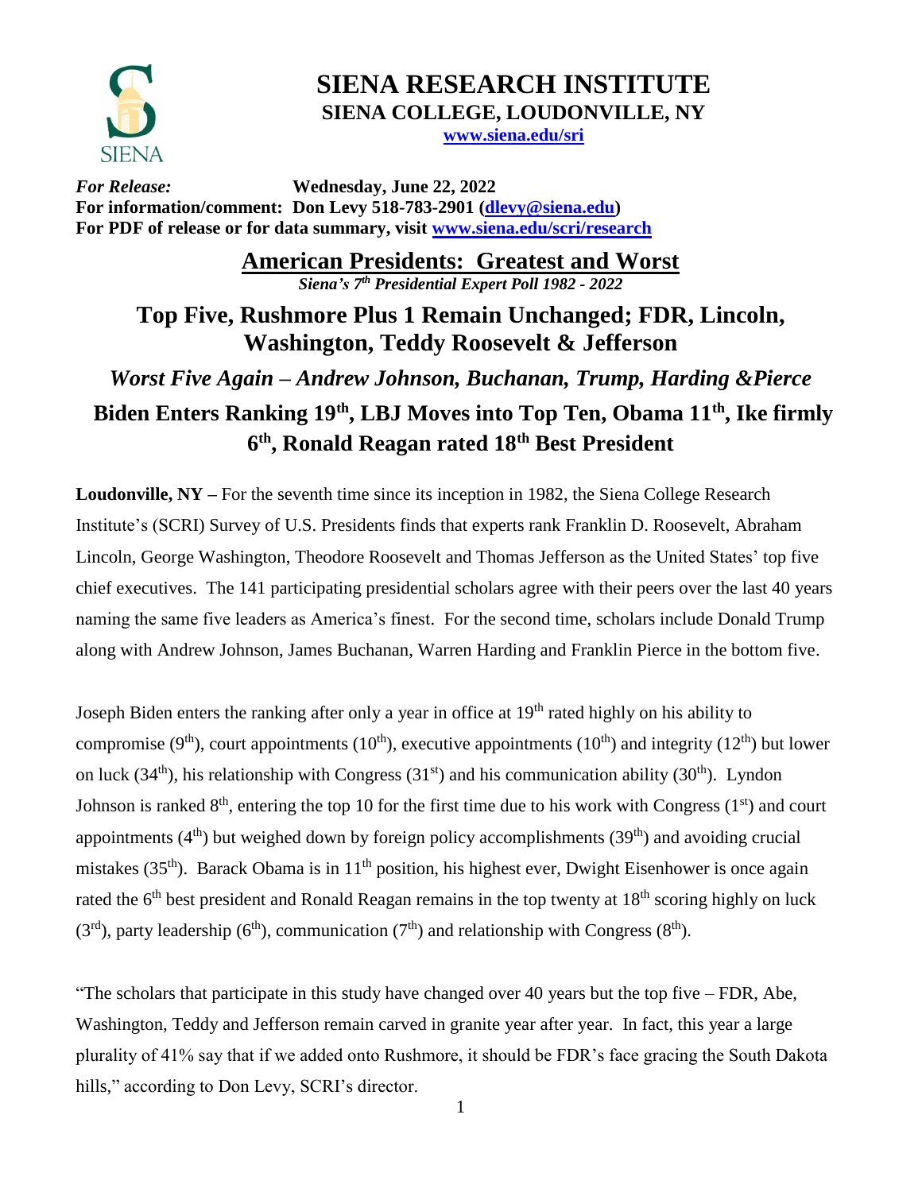# SIENA RESEARCH INSTITUTE

## SIENA COLLEGE, LOUDONVILLE, NY

www.siena.edu/sri

*For Release:* **Wednesday, June 22, 2022**
**For information/comment: Don Levy 518-783-2901 (dlevy@siena.edu)**
**For PDF of release or for data summary, visit www.siena.edu/scri/research**

## American Presidents: Greatest and Worst

***Siena's 7th Presidential Expert Poll 1982 - 2022***

## Top Five, Rushmore Plus 1 Remain Unchanged; FDR, Lincoln, Washington, Teddy Roosevelt & Jefferson

### *Worst Five Again – Andrew Johnson, Buchanan, Trump, Harding &Pierce*

### Biden Enters Ranking 19th, LBJ Moves into Top Ten, Obama 11th, Ike firmly 6th, Ronald Reagan rated 18th Best President

**Loudonville, NY –** For the seventh time since its inception in 1982, the Siena College Research Institute's (SCRI) Survey of U.S. Presidents finds that experts rank Franklin D. Roosevelt, Abraham Lincoln, George Washington, Theodore Roosevelt and Thomas Jefferson as the United States' top five chief executives. The 141 participating presidential scholars agree with their peers over the last 40 years naming the same five leaders as America's finest. For the second time, scholars include Donald Trump along with Andrew Johnson, James Buchanan, Warren Harding and Franklin Pierce in the bottom five.

Joseph Biden enters the ranking after only a year in office at 19th rated highly on his ability to compromise (9th), court appointments (10th), executive appointments (10th) and integrity (12th) but lower on luck (34th), his relationship with Congress (31st) and his communication ability (30th). Lyndon Johnson is ranked 8th, entering the top 10 for the first time due to his work with Congress (1st) and court appointments (4th) but weighed down by foreign policy accomplishments (39th) and avoiding crucial mistakes (35th). Barack Obama is in 11th position, his highest ever, Dwight Eisenhower is once again rated the 6th best president and Ronald Reagan remains in the top twenty at 18th scoring highly on luck (3rd), party leadership (6th), communication (7th) and relationship with Congress (8th).

"The scholars that participate in this study have changed over 40 years but the top five – FDR, Abe, Washington, Teddy and Jefferson remain carved in granite year after year. In fact, this year a large plurality of 41% say that if we added onto Rushmore, it should be FDR's face gracing the South Dakota hills," according to Don Levy, SCRI's director.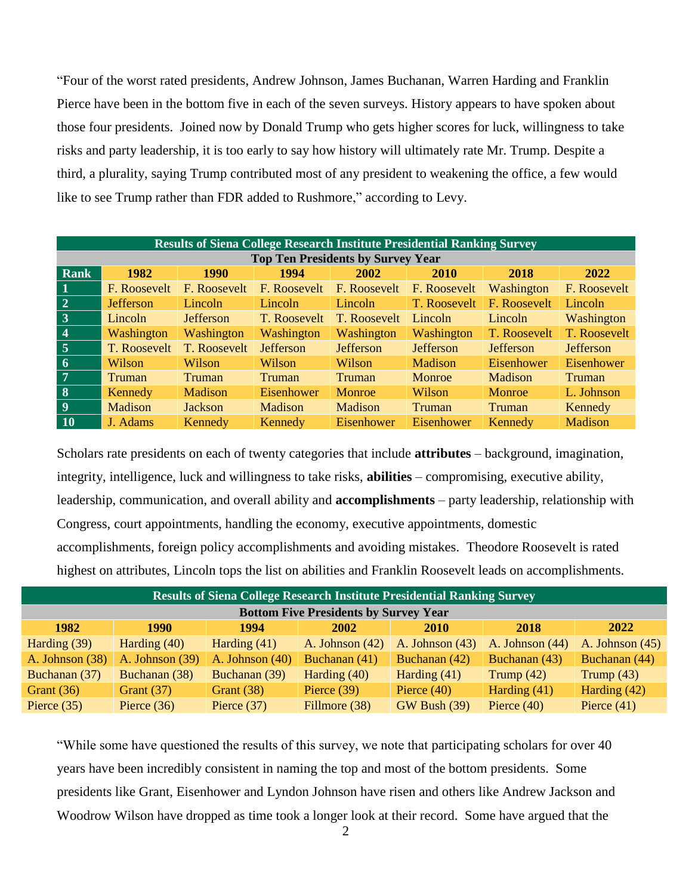"Four of the worst rated presidents, Andrew Johnson, James Buchanan, Warren Harding and Franklin Pierce have been in the bottom five in each of the seven surveys. History appears to have spoken about those four presidents. Joined now by Donald Trump who gets higher scores for luck, willingness to take risks and party leadership, it is too early to say how history will ultimately rate Mr. Trump. Despite a third, a plurality, saying Trump contributed most of any president to weakening the office, a few would like to see Trump rather than FDR added to Rushmore," according to Levy.

| Results of Siena College Research Institute Presidential Ranking Survey | | | | | | | |
|---|---|---|---|---|---|---|---|
| Top Ten Presidents by Survey Year | | | | | | | |
| **Rank** | **1982** | **1990** | **1994** | **2002** | **2010** | **2018** | **2022** |
| 1 | F. Roosevelt | F. Roosevelt | F. Roosevelt | F. Roosevelt | F. Roosevelt | Washington | F. Roosevelt |
| 2 | Jefferson | Lincoln | Lincoln | Lincoln | T. Roosevelt | F. Roosevelt | Lincoln |
| 3 | Lincoln | Jefferson | T. Roosevelt | T. Roosevelt | Lincoln | Lincoln | Washington |
| 4 | Washington | Washington | Washington | Washington | Washington | T. Roosevelt | T. Roosevelt |
| 5 | T. Roosevelt | T. Roosevelt | Jefferson | Jefferson | Jefferson | Jefferson | Jefferson |
| 6 | Wilson | Wilson | Wilson | Wilson | Madison | Eisenhower | Eisenhower |
| 7 | Truman | Truman | Truman | Truman | Monroe | Madison | Truman |
| 8 | Kennedy | Madison | Eisenhower | Monroe | Wilson | Monroe | L. Johnson |
| 9 | Madison | Jackson | Madison | Madison | Truman | Truman | Kennedy |
| 10 | J. Adams | Kennedy | Kennedy | Eisenhower | Eisenhower | Kennedy | Madison |

Scholars rate presidents on each of twenty categories that include **attributes** – background, imagination, integrity, intelligence, luck and willingness to take risks, **abilities** – compromising, executive ability, leadership, communication, and overall ability and **accomplishments** – party leadership, relationship with Congress, court appointments, handling the economy, executive appointments, domestic accomplishments, foreign policy accomplishments and avoiding mistakes. Theodore Roosevelt is rated highest on attributes, Lincoln tops the list on abilities and Franklin Roosevelt leads on accomplishments.

| Results of Siena College Research Institute Presidential Ranking Survey | | | | | | |
|---|---|---|---|---|---|---|
| Bottom Five Presidents by Survey Year | | | | | | |
| **1982** | **1990** | **1994** | **2002** | **2010** | **2018** | **2022** |
| Harding (39) | Harding (40) | Harding (41) | A. Johnson (42) | A. Johnson (43) | A. Johnson (44) | A. Johnson (45) |
| A. Johnson (38) | A. Johnson (39) | A. Johnson (40) | Buchanan (41) | Buchanan (42) | Buchanan (43) | Buchanan (44) |
| Buchanan (37) | Buchanan (38) | Buchanan (39) | Harding (40) | Harding (41) | Trump (42) | Trump (43) |
| Grant (36) | Grant (37) | Grant (38) | Pierce (39) | Pierce (40) | Harding (41) | Harding (42) |
| Pierce (35) | Pierce (36) | Pierce (37) | Fillmore (38) | GW Bush (39) | Pierce (40) | Pierce (41) |

"While some have questioned the results of this survey, we note that participating scholars for over 40 years have been incredibly consistent in naming the top and most of the bottom presidents. Some presidents like Grant, Eisenhower and Lyndon Johnson have risen and others like Andrew Jackson and Woodrow Wilson have dropped as time took a longer look at their record. Some have argued that the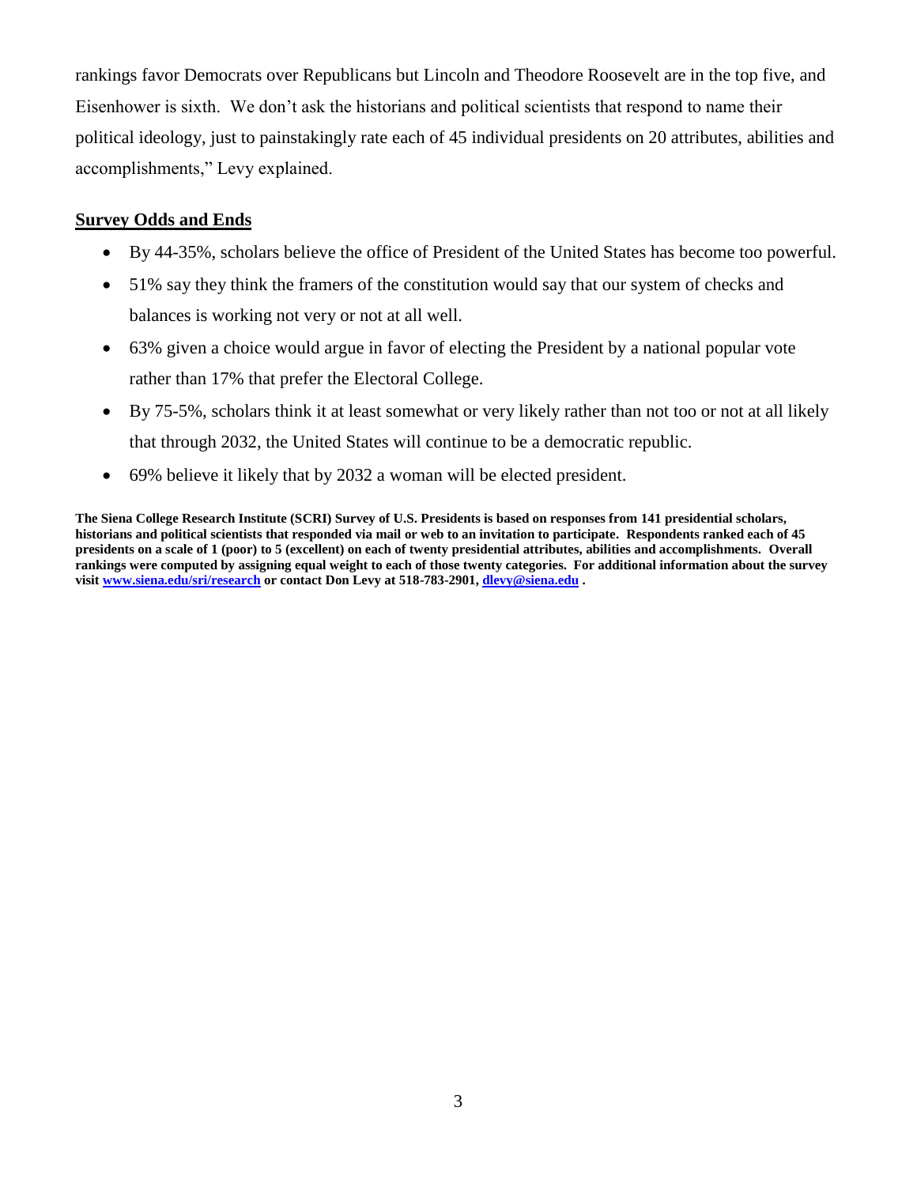rankings favor Democrats over Republicans but Lincoln and Theodore Roosevelt are in the top five, and Eisenhower is sixth. We don't ask the historians and political scientists that respond to name their political ideology, just to painstakingly rate each of 45 individual presidents on 20 attributes, abilities and accomplishments," Levy explained.

**Survey Odds and Ends**

- By 44-35%, scholars believe the office of President of the United States has become too powerful.
- 51% say they think the framers of the constitution would say that our system of checks and balances is working not very or not at all well.
- 63% given a choice would argue in favor of electing the President by a national popular vote rather than 17% that prefer the Electoral College.
- By 75-5%, scholars think it at least somewhat or very likely rather than not too or not at all likely that through 2032, the United States will continue to be a democratic republic.
- 69% believe it likely that by 2032 a woman will be elected president.

**The Siena College Research Institute (SCRI) Survey of U.S. Presidents is based on responses from 141 presidential scholars, historians and political scientists that responded via mail or web to an invitation to participate. Respondents ranked each of 45 presidents on a scale of 1 (poor) to 5 (excellent) on each of twenty presidential attributes, abilities and accomplishments. Overall rankings were computed by assigning equal weight to each of those twenty categories. For additional information about the survey visit [www.siena.edu/sri/research](http://www.siena.edu/sri/research) or contact Don Levy at 518-783-2901, [dlevy@siena.edu](mailto:dlevy@siena.edu) .**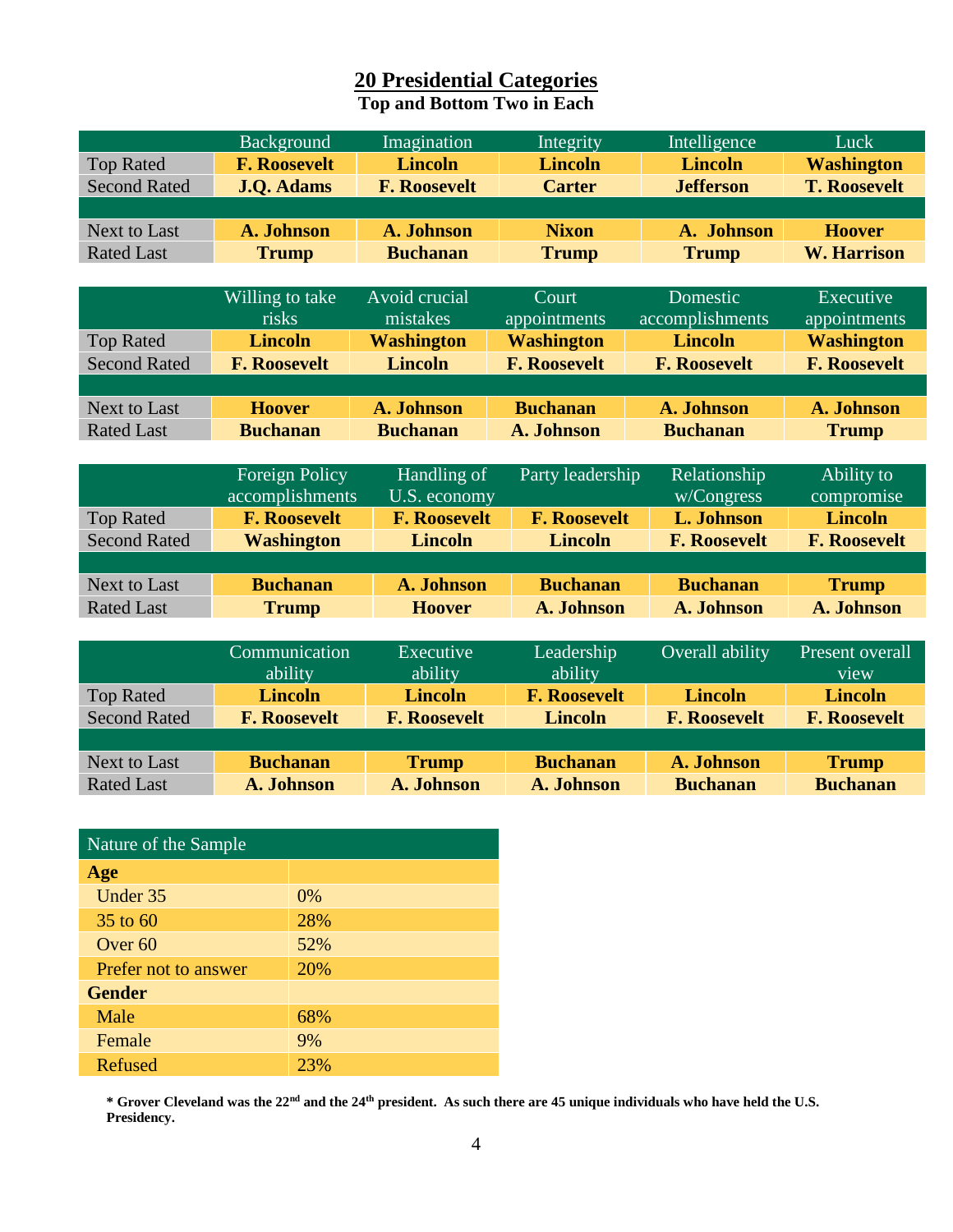## 20 Presidential Categories

**Top and Bottom Two in Each**

| | Background | Imagination | Integrity | Intelligence | Luck |
|---|---|---|---|---|---|
| Top Rated | **F. Roosevelt** | **Lincoln** | **Lincoln** | **Lincoln** | **Washington** |
| Second Rated | **J.Q. Adams** | **F. Roosevelt** | **Carter** | **Jefferson** | **T. Roosevelt** |
| | | | | | |
| Next to Last | **A. Johnson** | **A. Johnson** | **Nixon** | **A. Johnson** | **Hoover** |
| Rated Last | **Trump** | **Buchanan** | **Trump** | **Trump** | **W. Harrison** |

| | Willing to take risks | Avoid crucial mistakes | Court appointments | Domestic accomplishments | Executive appointments |
|---|---|---|---|---|---|
| Top Rated | **Lincoln** | **Washington** | **Washington** | **Lincoln** | **Washington** |
| Second Rated | **F. Roosevelt** | **Lincoln** | **F. Roosevelt** | **F. Roosevelt** | **F. Roosevelt** |
| | | | | | |
| Next to Last | **Hoover** | **A. Johnson** | **Buchanan** | **A. Johnson** | **A. Johnson** |
| Rated Last | **Buchanan** | **Buchanan** | **A. Johnson** | **Buchanan** | **Trump** |

| | Foreign Policy accomplishments | Handling of U.S. economy | Party leadership | Relationship w/Congress | Ability to compromise |
|---|---|---|---|---|---|
| Top Rated | **F. Roosevelt** | **F. Roosevelt** | **F. Roosevelt** | **L. Johnson** | **Lincoln** |
| Second Rated | **Washington** | **Lincoln** | **Lincoln** | **F. Roosevelt** | **F. Roosevelt** |
| | | | | | |
| Next to Last | **Buchanan** | **A. Johnson** | **Buchanan** | **Buchanan** | **Trump** |
| Rated Last | **Trump** | **Hoover** | **A. Johnson** | **A. Johnson** | **A. Johnson** |

| | Communication ability | Executive ability | Leadership ability | Overall ability | Present overall view |
|---|---|---|---|---|---|
| Top Rated | **Lincoln** | **Lincoln** | **F. Roosevelt** | **Lincoln** | **Lincoln** |
| Second Rated | **F. Roosevelt** | **F. Roosevelt** | **Lincoln** | **F. Roosevelt** | **F. Roosevelt** |
| | | | | | |
| Next to Last | **Buchanan** | **Trump** | **Buchanan** | **A. Johnson** | **Trump** |
| Rated Last | **A. Johnson** | **A. Johnson** | **A. Johnson** | **Buchanan** | **Buchanan** |

| Nature of the Sample | |
|---|---|
| **Age** | |
| Under 35 | 0% |
| 35 to 60 | 28% |
| Over 60 | 52% |
| Prefer not to answer | 20% |
| **Gender** | |
| Male | 68% |
| Female | 9% |
| Refused | 23% |

**\* Grover Cleveland was the 22[nd] and the 24[th] president. As such there are 45 unique individuals who have held the U.S. Presidency.**